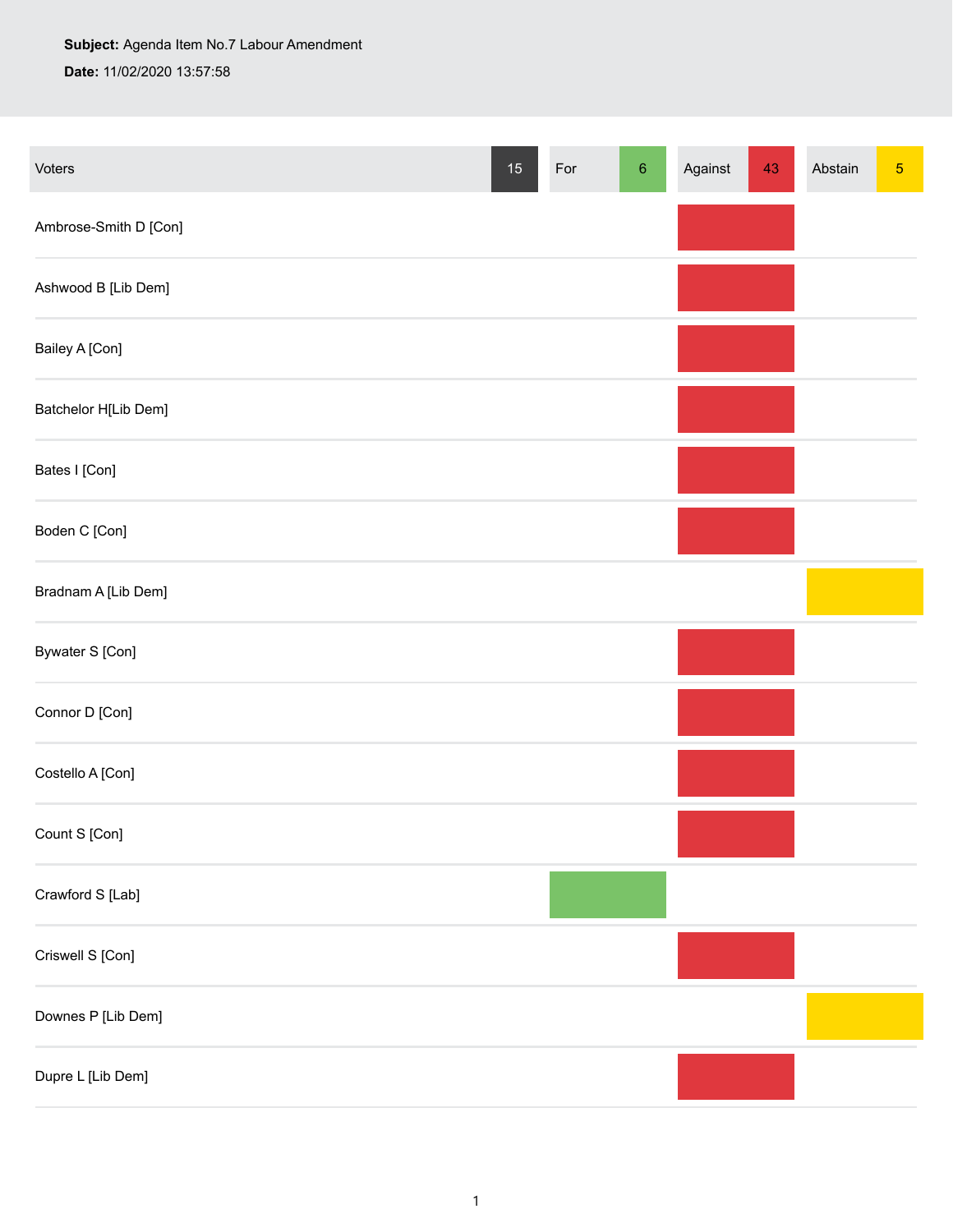**Subject:** Agenda Item No.7 Labour Amendment

**Date:** 11/02/2020 13:57:58

| Voters 15 | For 6 | Against 43 | Abstain 5 |
| --- | --- | --- | --- |
| Ambrose-Smith D [Con] | | Against | |
| Ashwood B [Lib Dem] | | Against | |
| Bailey A [Con] | | Against | |
| Batchelor H[Lib Dem] | | Against | |
| Bates I [Con] | | Against | |
| Boden C [Con] | | Against | |
| Bradnam A [Lib Dem] | | | Abstain |
| Bywater S [Con] | | Against | |
| Connor D [Con] | | Against | |
| Costello A [Con] | | Against | |
| Count S [Con] | | Against | |
| Crawford S [Lab] | For | | |
| Criswell S [Con] | | Against | |
| Downes P [Lib Dem] | | | Abstain |
| Dupre L [Lib Dem] | | Against | |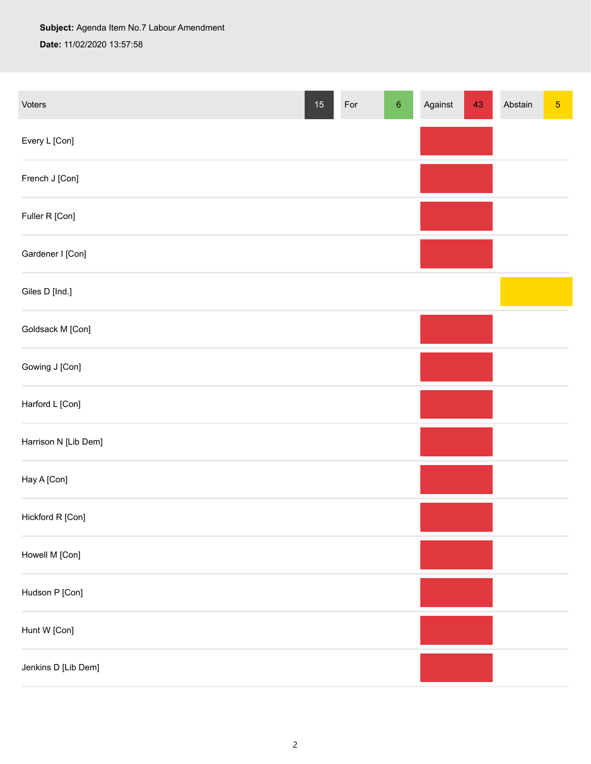**Subject:** Agenda Item No.7 Labour Amendment

**Date:** 11/02/2020 13:57:58

| Voters 15 | For 6 | Against 43 | Abstain 5 |
|---|---|---|---|
| Every L [Con] | | Against | |
| French J [Con] | | Against | |
| Fuller R [Con] | | Against | |
| Gardener I [Con] | | Against | |
| Giles D [Ind.] | | | Abstain |
| Goldsack M [Con] | | Against | |
| Gowing J [Con] | | Against | |
| Harford L [Con] | | Against | |
| Harrison N [Lib Dem] | | Against | |
| Hay A [Con] | | Against | |
| Hickford R [Con] | | Against | |
| Howell M [Con] | | Against | |
| Hudson P [Con] | | Against | |
| Hunt W [Con] | | Against | |
| Jenkins D [Lib Dem] | | Against | |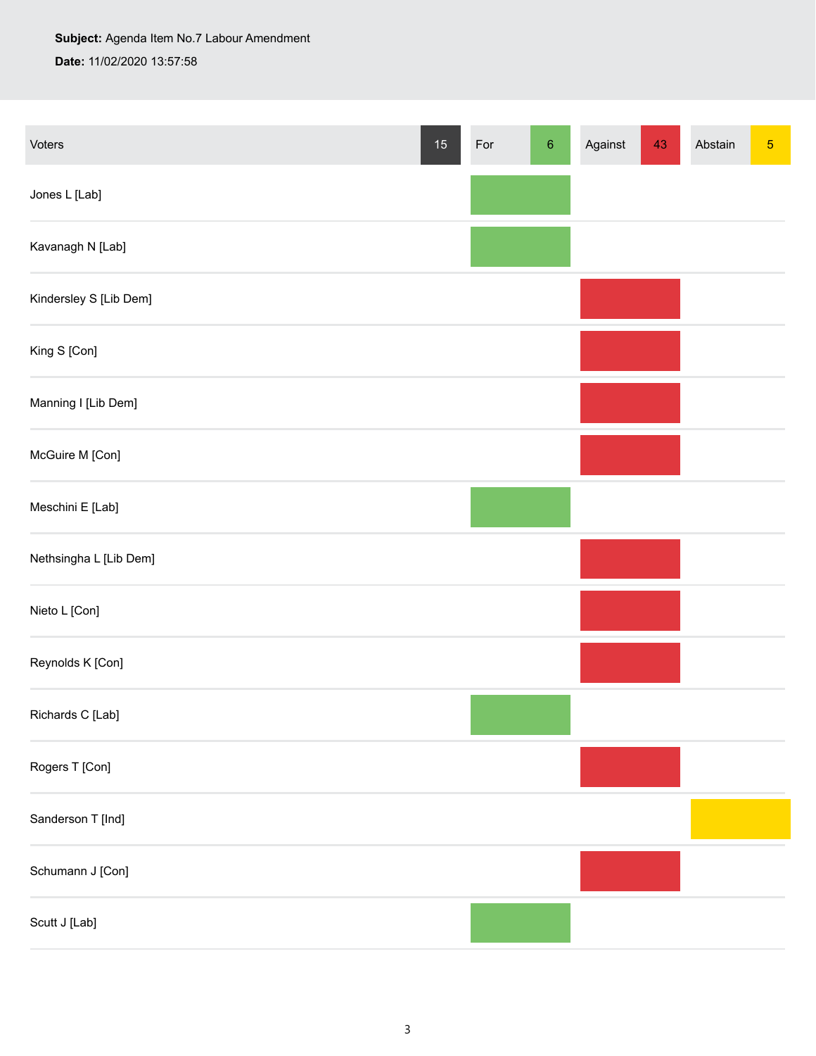**Subject:** Agenda Item No.7 Labour Amendment

**Date:** 11/02/2020 13:57:58

| Voters 15 | For 6 | Against 43 | Abstain 5 |
|---|---|---|---|
| Jones L [Lab] | ✓ | | |
| Kavanagh N [Lab] | ✓ | | |
| Kindersley S [Lib Dem] | | ✓ | |
| King S [Con] | | ✓ | |
| Manning I [Lib Dem] | | ✓ | |
| McGuire M [Con] | | ✓ | |
| Meschini E [Lab] | ✓ | | |
| Nethsingha L [Lib Dem] | | ✓ | |
| Nieto L [Con] | | ✓ | |
| Reynolds K [Con] | | ✓ | |
| Richards C [Lab] | ✓ | | |
| Rogers T [Con] | | ✓ | |
| Sanderson T [Ind] | | | ✓ |
| Schumann J [Con] | | ✓ | |
| Scutt J [Lab] | ✓ | | |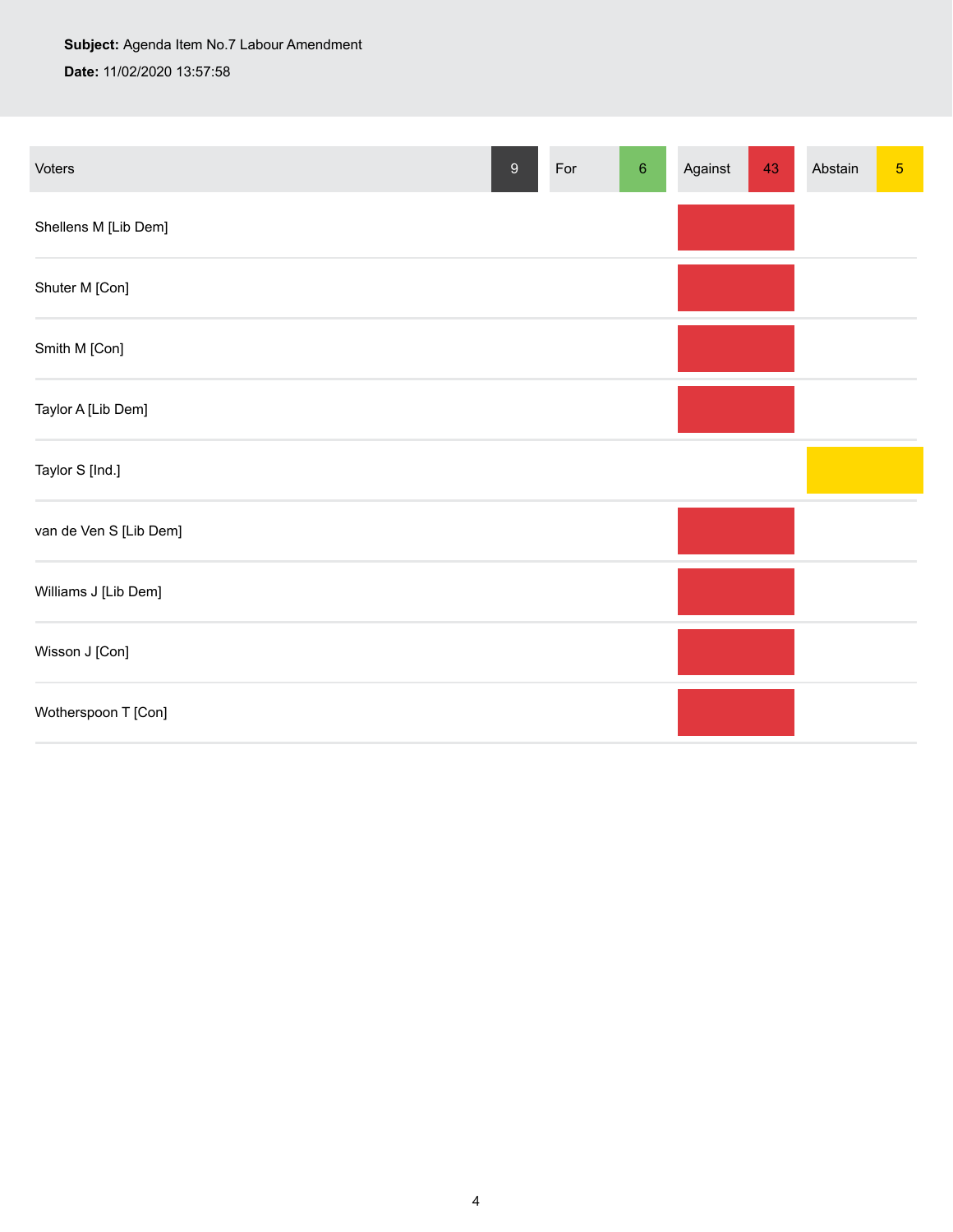**Subject:** Agenda Item No.7 Labour Amendment

**Date:** 11/02/2020 13:57:58

| Voters 9 | For 6 | Against 43 | Abstain 5 |
|---|---|---|---|
| Shellens M [Lib Dem] | | Against | |
| Shuter M [Con] | | Against | |
| Smith M [Con] | | Against | |
| Taylor A [Lib Dem] | | Against | |
| Taylor S [Ind.] | | | Abstain |
| van de Ven S [Lib Dem] | | Against | |
| Williams J [Lib Dem] | | Against | |
| Wisson J [Con] | | Against | |
| Wotherspoon T [Con] | | Against | |